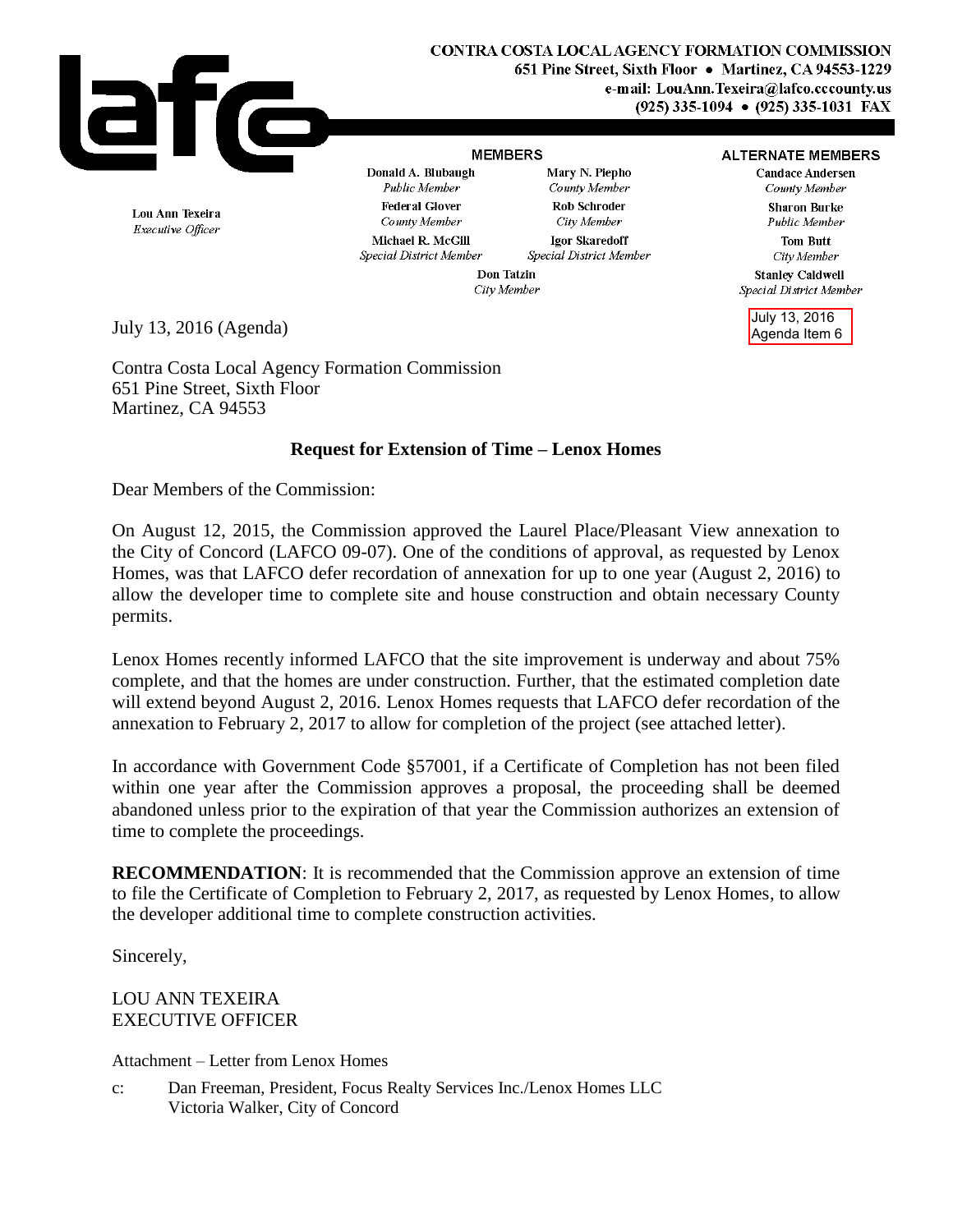**CONTRA COSTA LOCAL AGENCY FORMATION COMMISSION**
651 Pine Street, Sixth Floor • Martinez, CA 94553-1229
e-mail: LouAnn.Texeira@lafco.cccounty.us
(925) 335-1094 • (925) 335-1031 FAX

Lou Ann Texeira
*Executive Officer*

**MEMBERS**

Donald A. Blubaugh
*Public Member*

Mary N. Piepho
*County Member*

Federal Glover
*County Member*

Rob Schroder
*City Member*

Michael R. McGill
*Special District Member*

Igor Skaredoff
*Special District Member*

Don Tatzin
*City Member*

**ALTERNATE MEMBERS**

Candace Andersen
*County Member*

Sharon Burke
*Public Member*

Tom Butt
*City Member*

Stanley Caldwell
*Special District Member*

July 13, 2016
Agenda Item 6

July 13, 2016 (Agenda)

Contra Costa Local Agency Formation Commission
651 Pine Street, Sixth Floor
Martinez, CA 94553

**Request for Extension of Time – Lenox Homes**

Dear Members of the Commission:

On August 12, 2015, the Commission approved the Laurel Place/Pleasant View annexation to the City of Concord (LAFCO 09-07). One of the conditions of approval, as requested by Lenox Homes, was that LAFCO defer recordation of annexation for up to one year (August 2, 2016) to allow the developer time to complete site and house construction and obtain necessary County permits.

Lenox Homes recently informed LAFCO that the site improvement is underway and about 75% complete, and that the homes are under construction. Further, that the estimated completion date will extend beyond August 2, 2016. Lenox Homes requests that LAFCO defer recordation of the annexation to February 2, 2017 to allow for completion of the project (see attached letter).

In accordance with Government Code §57001, if a Certificate of Completion has not been filed within one year after the Commission approves a proposal, the proceeding shall be deemed abandoned unless prior to the expiration of that year the Commission authorizes an extension of time to complete the proceedings.

**RECOMMENDATION**: It is recommended that the Commission approve an extension of time to file the Certificate of Completion to February 2, 2017, as requested by Lenox Homes, to allow the developer additional time to complete construction activities.

Sincerely,

LOU ANN TEXEIRA
EXECUTIVE OFFICER

Attachment – Letter from Lenox Homes

c: Dan Freeman, President, Focus Realty Services Inc./Lenox Homes LLC
Victoria Walker, City of Concord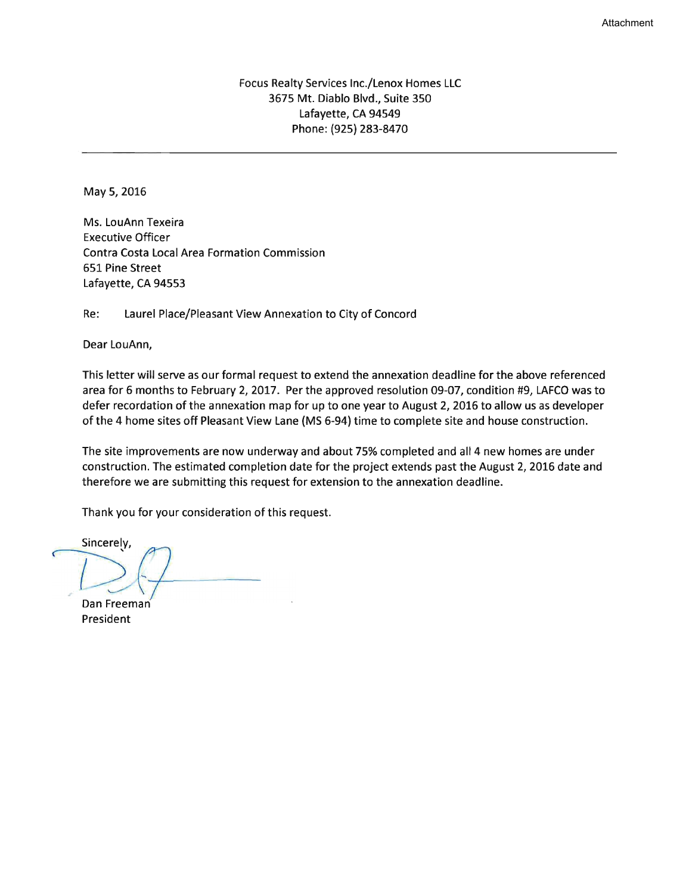Attachment

Focus Realty Services Inc./Lenox Homes LLC
3675 Mt. Diablo Blvd., Suite 350
Lafayette, CA 94549
Phone: (925) 283-8470

---

May 5, 2016

Ms. LouAnn Texeira
Executive Officer
Contra Costa Local Area Formation Commission
651 Pine Street
Lafayette, CA 94553

Re: Laurel Place/Pleasant View Annexation to City of Concord

Dear LouAnn,

This letter will serve as our formal request to extend the annexation deadline for the above referenced area for 6 months to February 2, 2017. Per the approved resolution 09-07, condition #9, LAFCO was to defer recordation of the annexation map for up to one year to August 2, 2016 to allow us as developer of the 4 home sites off Pleasant View Lane (MS 6-94) time to complete site and house construction.

The site improvements are now underway and about 75% completed and all 4 new homes are under construction. The estimated completion date for the project extends past the August 2, 2016 date and therefore we are submitting this request for extension to the annexation deadline.

Thank you for your consideration of this request.

Sincerely,

Dan Freeman
President